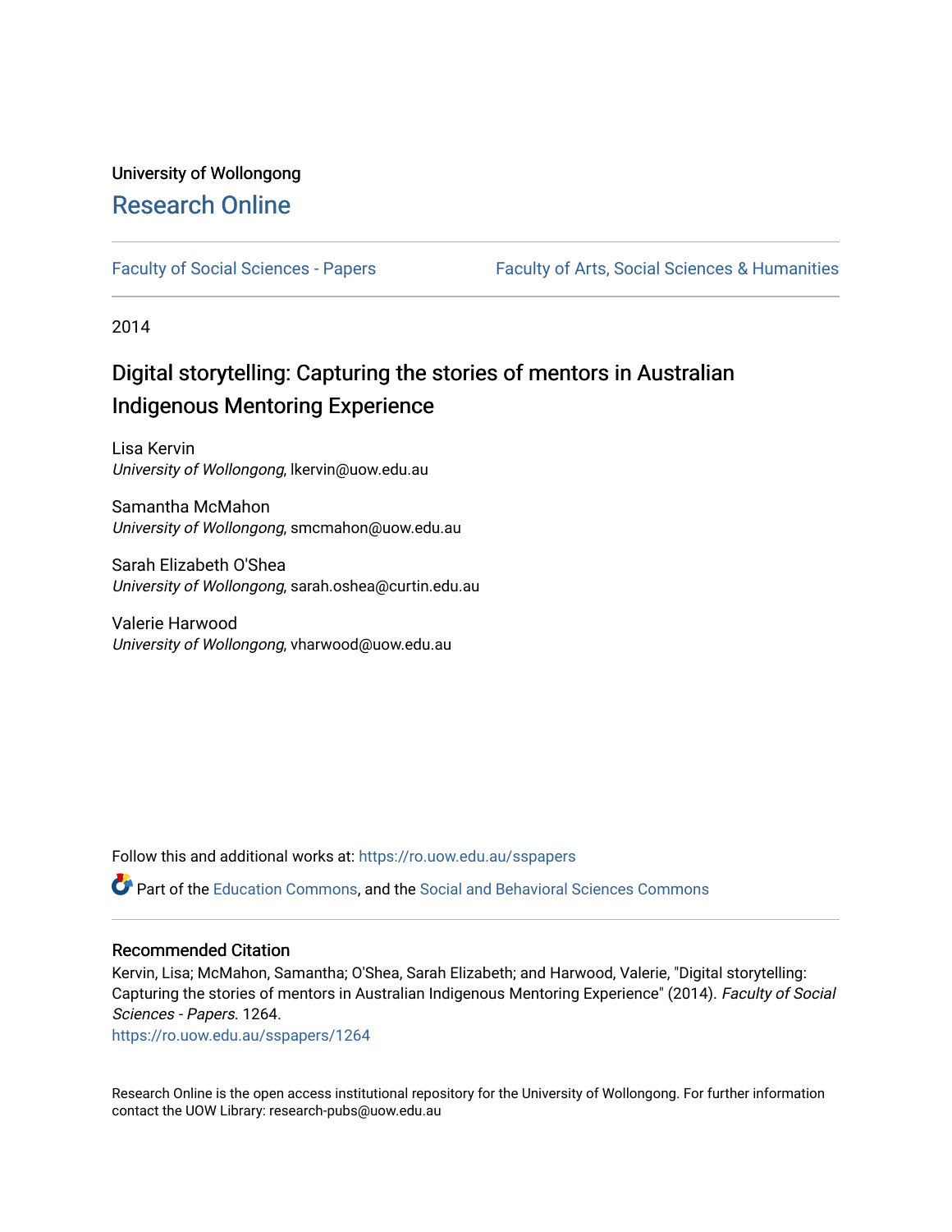University of Wollongong

# Research Online

Faculty of Social Sciences - Papers | Faculty of Arts, Social Sciences & Humanities

2014

# Digital storytelling: Capturing the stories of mentors in Australian Indigenous Mentoring Experience

Lisa Kervin
*University of Wollongong*, lkervin@uow.edu.au

Samantha McMahon
*University of Wollongong*, smcmahon@uow.edu.au

Sarah Elizabeth O'Shea
*University of Wollongong*, sarah.oshea@curtin.edu.au

Valerie Harwood
*University of Wollongong*, vharwood@uow.edu.au

Follow this and additional works at: https://ro.uow.edu.au/sspapers

Part of the Education Commons, and the Social and Behavioral Sciences Commons

## Recommended Citation

Kervin, Lisa; McMahon, Samantha; O'Shea, Sarah Elizabeth; and Harwood, Valerie, "Digital storytelling: Capturing the stories of mentors in Australian Indigenous Mentoring Experience" (2014). *Faculty of Social Sciences - Papers*. 1264.
https://ro.uow.edu.au/sspapers/1264

Research Online is the open access institutional repository for the University of Wollongong. For further information contact the UOW Library: research-pubs@uow.edu.au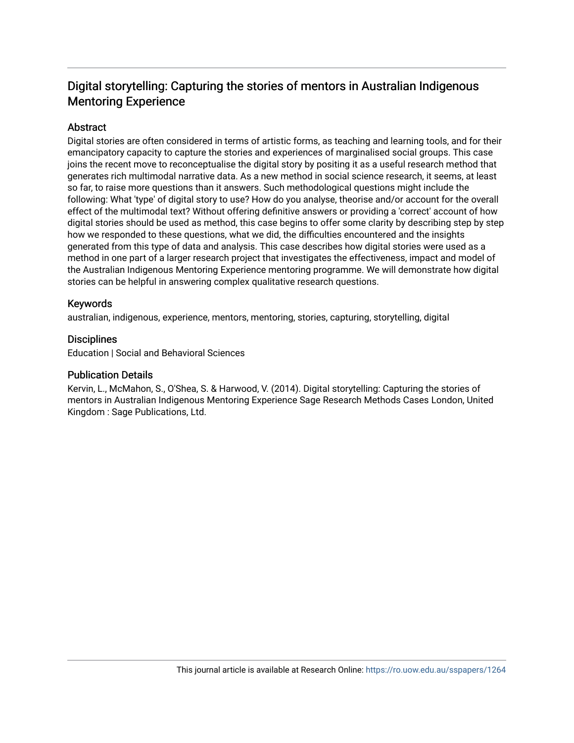# Digital storytelling: Capturing the stories of mentors in Australian Indigenous Mentoring Experience

## Abstract

Digital stories are often considered in terms of artistic forms, as teaching and learning tools, and for their emancipatory capacity to capture the stories and experiences of marginalised social groups. This case joins the recent move to reconceptualise the digital story by positing it as a useful research method that generates rich multimodal narrative data. As a new method in social science research, it seems, at least so far, to raise more questions than it answers. Such methodological questions might include the following: What 'type' of digital story to use? How do you analyse, theorise and/or account for the overall effect of the multimodal text? Without offering definitive answers or providing a 'correct' account of how digital stories should be used as method, this case begins to offer some clarity by describing step by step how we responded to these questions, what we did, the difficulties encountered and the insights generated from this type of data and analysis. This case describes how digital stories were used as a method in one part of a larger research project that investigates the effectiveness, impact and model of the Australian Indigenous Mentoring Experience mentoring programme. We will demonstrate how digital stories can be helpful in answering complex qualitative research questions.

## Keywords

australian, indigenous, experience, mentors, mentoring, stories, capturing, storytelling, digital

## Disciplines

Education | Social and Behavioral Sciences

## Publication Details

Kervin, L., McMahon, S., O'Shea, S. & Harwood, V. (2014). Digital storytelling: Capturing the stories of mentors in Australian Indigenous Mentoring Experience Sage Research Methods Cases London, United Kingdom : Sage Publications, Ltd.

This journal article is available at Research Online: https://ro.uow.edu.au/sspapers/1264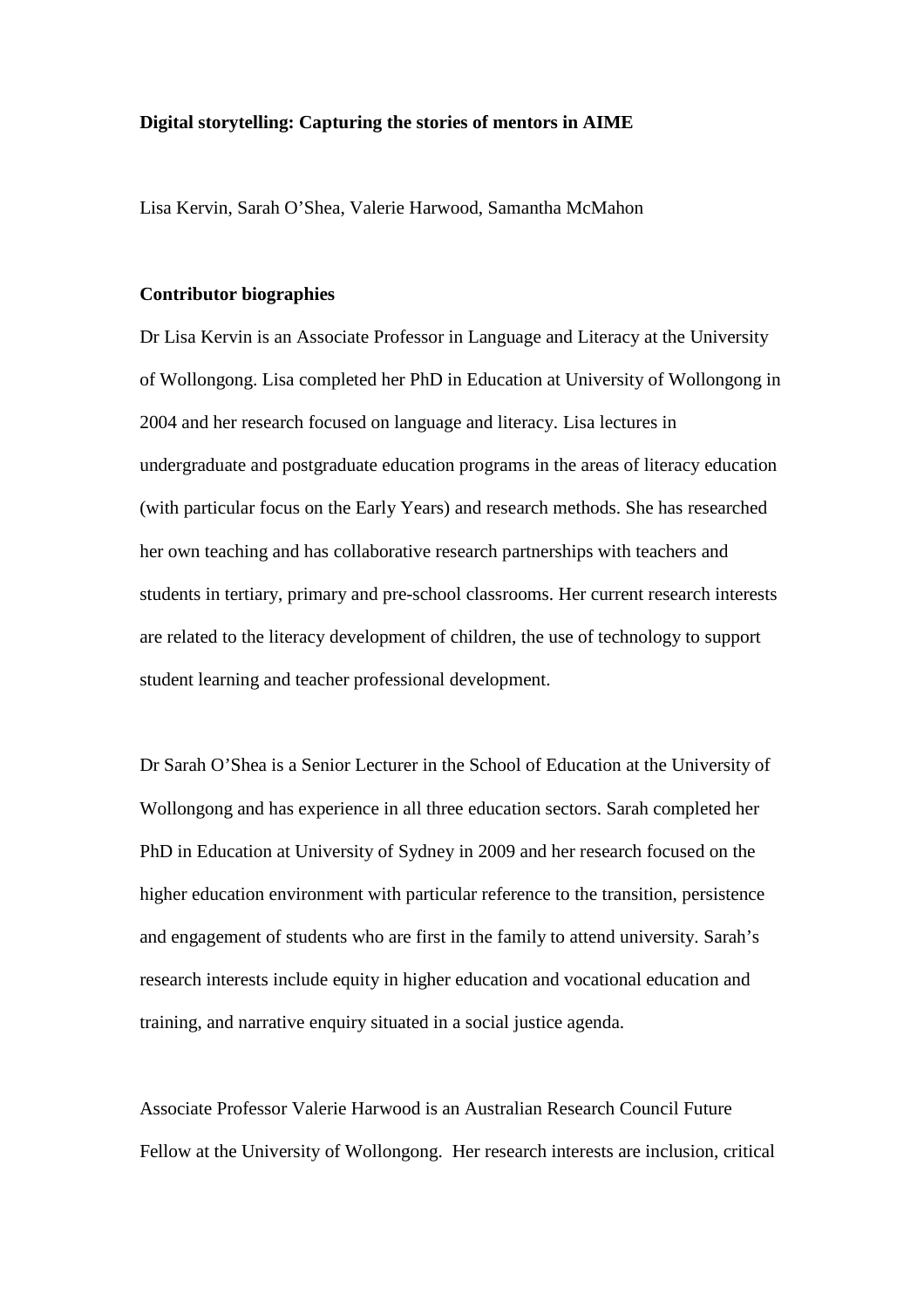**Digital storytelling: Capturing the stories of mentors in AIME**

Lisa Kervin, Sarah O'Shea, Valerie Harwood, Samantha McMahon

**Contributor biographies**

Dr Lisa Kervin is an Associate Professor in Language and Literacy at the University of Wollongong. Lisa completed her PhD in Education at University of Wollongong in 2004 and her research focused on language and literacy. Lisa lectures in undergraduate and postgraduate education programs in the areas of literacy education (with particular focus on the Early Years) and research methods. She has researched her own teaching and has collaborative research partnerships with teachers and students in tertiary, primary and pre-school classrooms. Her current research interests are related to the literacy development of children, the use of technology to support student learning and teacher professional development.

Dr Sarah O'Shea is a Senior Lecturer in the School of Education at the University of Wollongong and has experience in all three education sectors. Sarah completed her PhD in Education at University of Sydney in 2009 and her research focused on the higher education environment with particular reference to the transition, persistence and engagement of students who are first in the family to attend university. Sarah's research interests include equity in higher education and vocational education and training, and narrative enquiry situated in a social justice agenda.

Associate Professor Valerie Harwood is an Australian Research Council Future Fellow at the University of Wollongong. Her research interests are inclusion, critical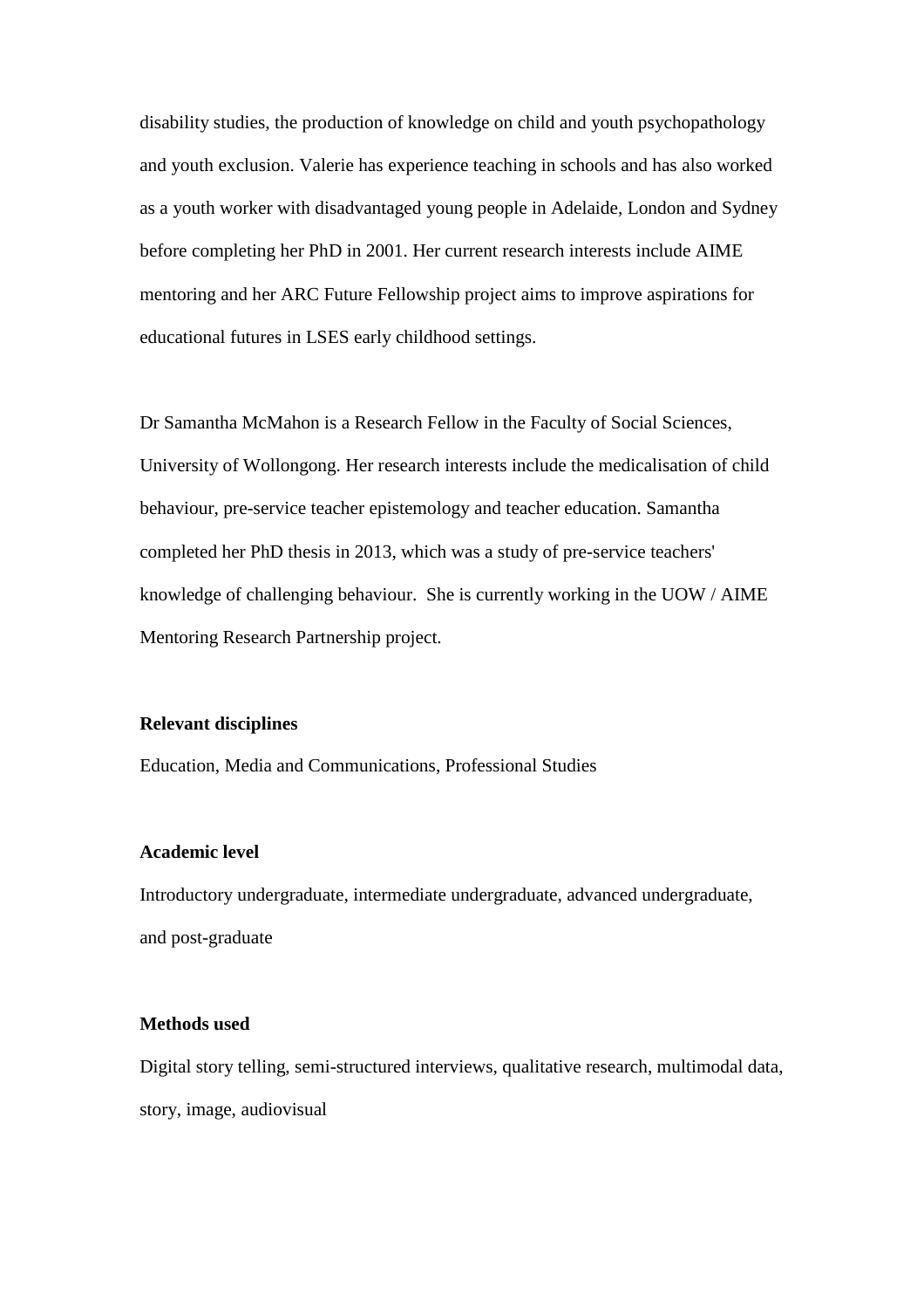disability studies, the production of knowledge on child and youth psychopathology and youth exclusion. Valerie has experience teaching in schools and has also worked as a youth worker with disadvantaged young people in Adelaide, London and Sydney before completing her PhD in 2001. Her current research interests include AIME mentoring and her ARC Future Fellowship project aims to improve aspirations for educational futures in LSES early childhood settings.

Dr Samantha McMahon is a Research Fellow in the Faculty of Social Sciences, University of Wollongong. Her research interests include the medicalisation of child behaviour, pre-service teacher epistemology and teacher education. Samantha completed her PhD thesis in 2013, which was a study of pre-service teachers' knowledge of challenging behaviour. She is currently working in the UOW / AIME Mentoring Research Partnership project.

**Relevant disciplines**

Education, Media and Communications, Professional Studies

**Academic level**

Introductory undergraduate, intermediate undergraduate, advanced undergraduate, and post-graduate

**Methods used**

Digital story telling, semi-structured interviews, qualitative research, multimodal data, story, image, audiovisual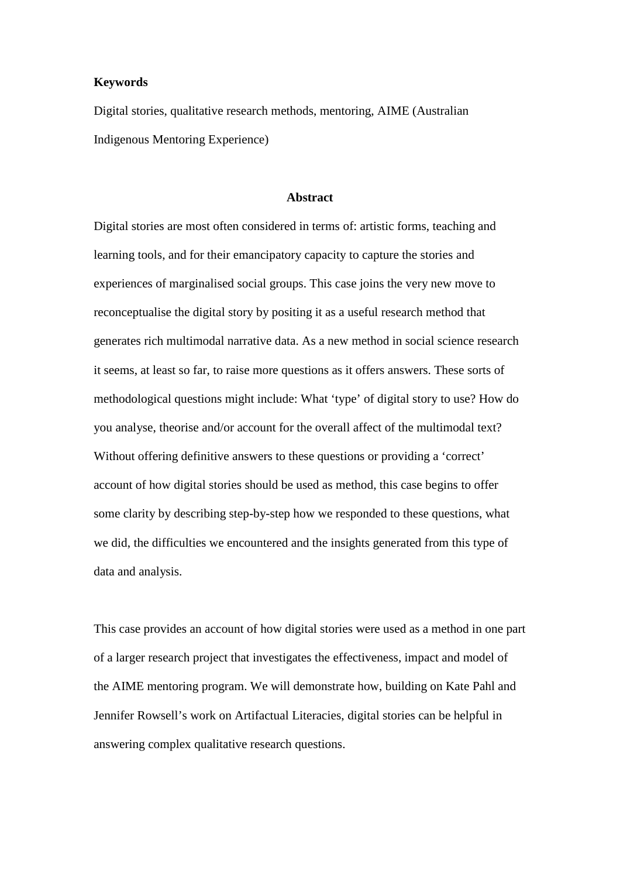**Keywords**

Digital stories, qualitative research methods, mentoring, AIME (Australian Indigenous Mentoring Experience)

## Abstract

Digital stories are most often considered in terms of: artistic forms, teaching and learning tools, and for their emancipatory capacity to capture the stories and experiences of marginalised social groups. This case joins the very new move to reconceptualise the digital story by positing it as a useful research method that generates rich multimodal narrative data. As a new method in social science research it seems, at least so far, to raise more questions as it offers answers. These sorts of methodological questions might include: What 'type' of digital story to use? How do you analyse, theorise and/or account for the overall affect of the multimodal text? Without offering definitive answers to these questions or providing a 'correct' account of how digital stories should be used as method, this case begins to offer some clarity by describing step-by-step how we responded to these questions, what we did, the difficulties we encountered and the insights generated from this type of data and analysis.

This case provides an account of how digital stories were used as a method in one part of a larger research project that investigates the effectiveness, impact and model of the AIME mentoring program. We will demonstrate how, building on Kate Pahl and Jennifer Rowsell's work on Artifactual Literacies, digital stories can be helpful in answering complex qualitative research questions.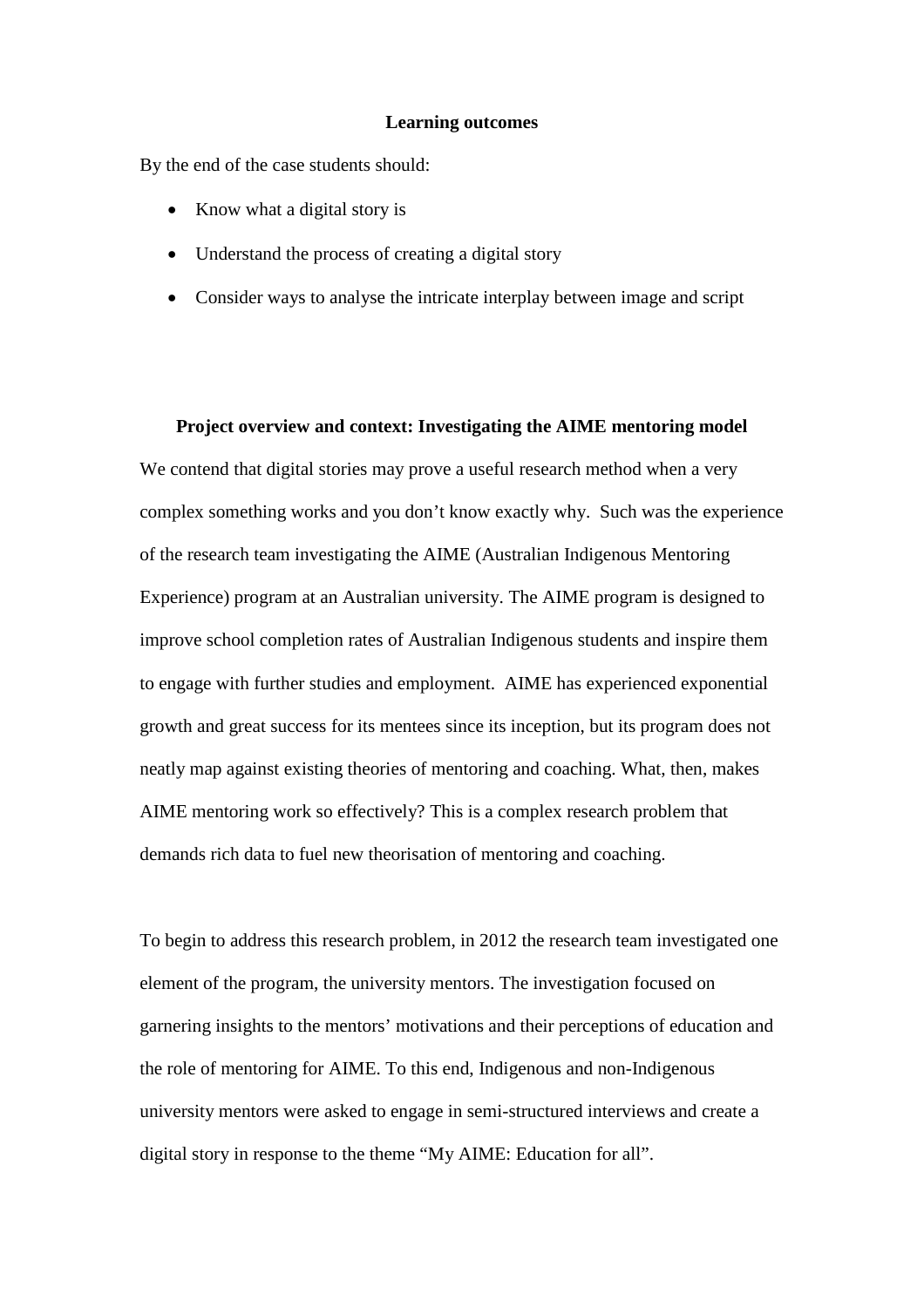## Learning outcomes

By the end of the case students should:

- Know what a digital story is
- Understand the process of creating a digital story
- Consider ways to analyse the intricate interplay between image and script

## Project overview and context: Investigating the AIME mentoring model

We contend that digital stories may prove a useful research method when a very complex something works and you don't know exactly why. Such was the experience of the research team investigating the AIME (Australian Indigenous Mentoring Experience) program at an Australian university. The AIME program is designed to improve school completion rates of Australian Indigenous students and inspire them to engage with further studies and employment. AIME has experienced exponential growth and great success for its mentees since its inception, but its program does not neatly map against existing theories of mentoring and coaching. What, then, makes AIME mentoring work so effectively? This is a complex research problem that demands rich data to fuel new theorisation of mentoring and coaching.

To begin to address this research problem, in 2012 the research team investigated one element of the program, the university mentors. The investigation focused on garnering insights to the mentors' motivations and their perceptions of education and the role of mentoring for AIME. To this end, Indigenous and non-Indigenous university mentors were asked to engage in semi-structured interviews and create a digital story in response to the theme "My AIME: Education for all".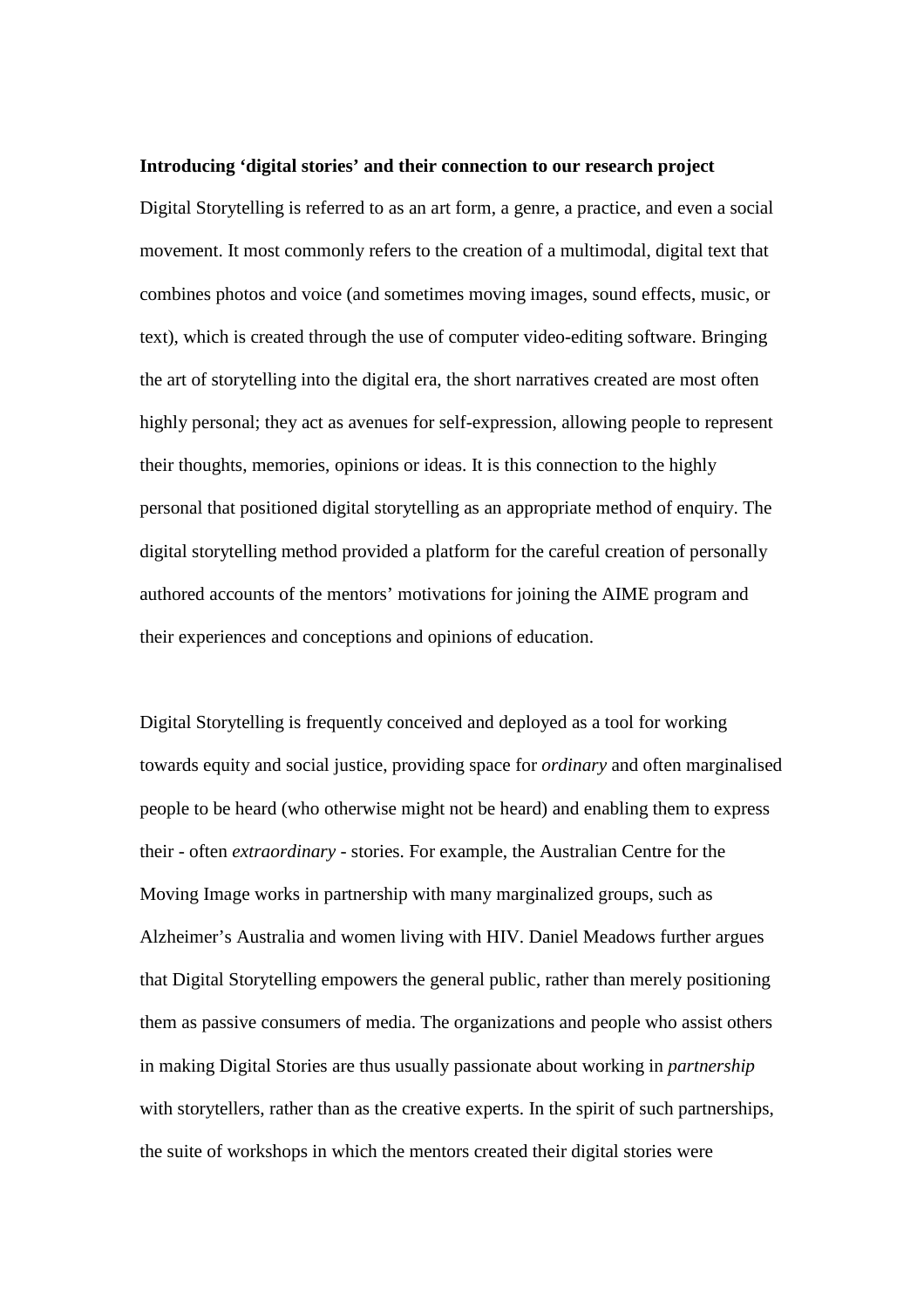**Introducing 'digital stories' and their connection to our research project**

Digital Storytelling is referred to as an art form, a genre, a practice, and even a social movement. It most commonly refers to the creation of a multimodal, digital text that combines photos and voice (and sometimes moving images, sound effects, music, or text), which is created through the use of computer video-editing software. Bringing the art of storytelling into the digital era, the short narratives created are most often highly personal; they act as avenues for self-expression, allowing people to represent their thoughts, memories, opinions or ideas. It is this connection to the highly personal that positioned digital storytelling as an appropriate method of enquiry. The digital storytelling method provided a platform for the careful creation of personally authored accounts of the mentors' motivations for joining the AIME program and their experiences and conceptions and opinions of education.

Digital Storytelling is frequently conceived and deployed as a tool for working towards equity and social justice, providing space for *ordinary* and often marginalised people to be heard (who otherwise might not be heard) and enabling them to express their - often *extraordinary* - stories. For example, the Australian Centre for the Moving Image works in partnership with many marginalized groups, such as Alzheimer's Australia and women living with HIV. Daniel Meadows further argues that Digital Storytelling empowers the general public, rather than merely positioning them as passive consumers of media. The organizations and people who assist others in making Digital Stories are thus usually passionate about working in *partnership* with storytellers, rather than as the creative experts. In the spirit of such partnerships, the suite of workshops in which the mentors created their digital stories were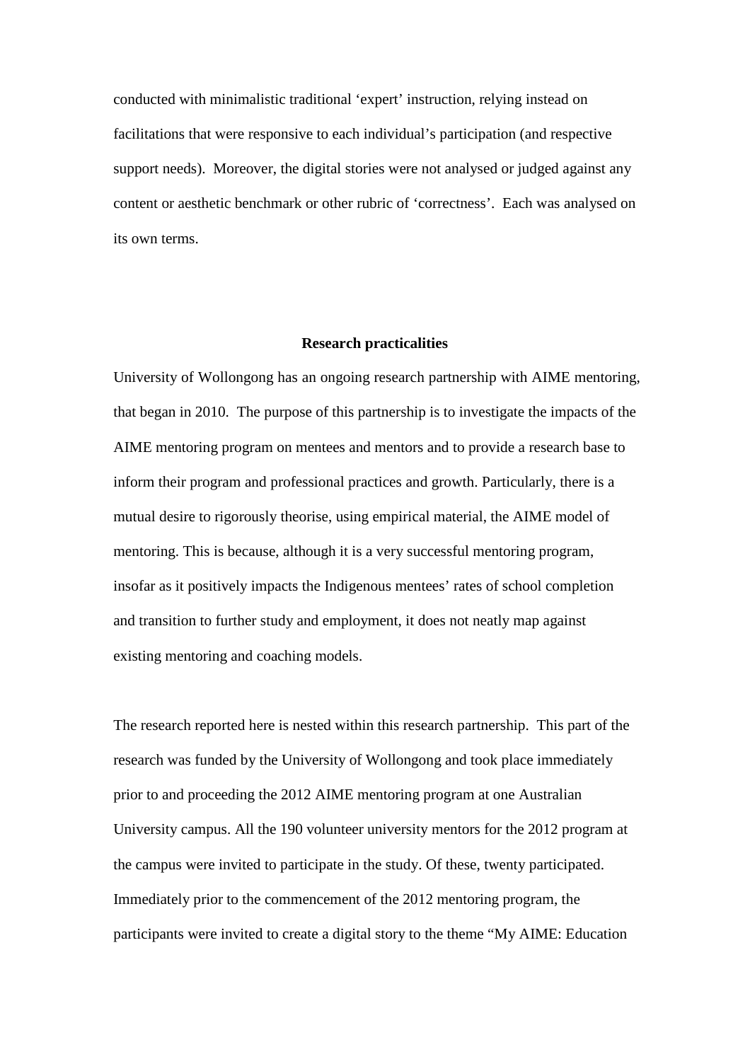conducted with minimalistic traditional 'expert' instruction, relying instead on facilitations that were responsive to each individual's participation (and respective support needs). Moreover, the digital stories were not analysed or judged against any content or aesthetic benchmark or other rubric of 'correctness'. Each was analysed on its own terms.

## Research practicalities

University of Wollongong has an ongoing research partnership with AIME mentoring, that began in 2010. The purpose of this partnership is to investigate the impacts of the AIME mentoring program on mentees and mentors and to provide a research base to inform their program and professional practices and growth. Particularly, there is a mutual desire to rigorously theorise, using empirical material, the AIME model of mentoring. This is because, although it is a very successful mentoring program, insofar as it positively impacts the Indigenous mentees' rates of school completion and transition to further study and employment, it does not neatly map against existing mentoring and coaching models.

The research reported here is nested within this research partnership. This part of the research was funded by the University of Wollongong and took place immediately prior to and proceeding the 2012 AIME mentoring program at one Australian University campus. All the 190 volunteer university mentors for the 2012 program at the campus were invited to participate in the study. Of these, twenty participated. Immediately prior to the commencement of the 2012 mentoring program, the participants were invited to create a digital story to the theme "My AIME: Education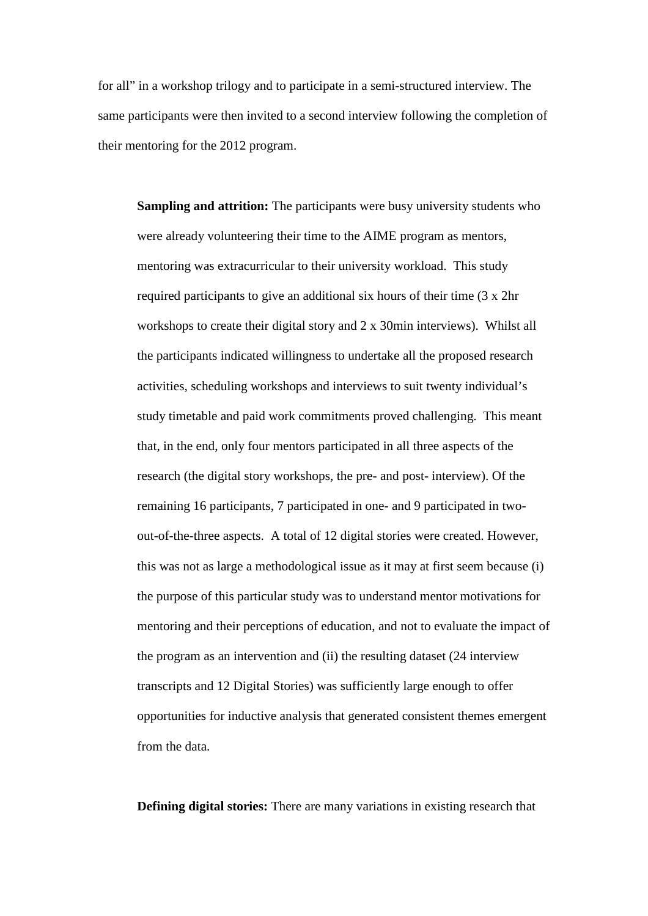for all" in a workshop trilogy and to participate in a semi-structured interview. The same participants were then invited to a second interview following the completion of their mentoring for the 2012 program.

**Sampling and attrition:** The participants were busy university students who were already volunteering their time to the AIME program as mentors, mentoring was extracurricular to their university workload. This study required participants to give an additional six hours of their time (3 x 2hr workshops to create their digital story and 2 x 30min interviews). Whilst all the participants indicated willingness to undertake all the proposed research activities, scheduling workshops and interviews to suit twenty individual's study timetable and paid work commitments proved challenging. This meant that, in the end, only four mentors participated in all three aspects of the research (the digital story workshops, the pre- and post- interview). Of the remaining 16 participants, 7 participated in one- and 9 participated in two-out-of-the-three aspects. A total of 12 digital stories were created. However, this was not as large a methodological issue as it may at first seem because (i) the purpose of this particular study was to understand mentor motivations for mentoring and their perceptions of education, and not to evaluate the impact of the program as an intervention and (ii) the resulting dataset (24 interview transcripts and 12 Digital Stories) was sufficiently large enough to offer opportunities for inductive analysis that generated consistent themes emergent from the data.

**Defining digital stories:** There are many variations in existing research that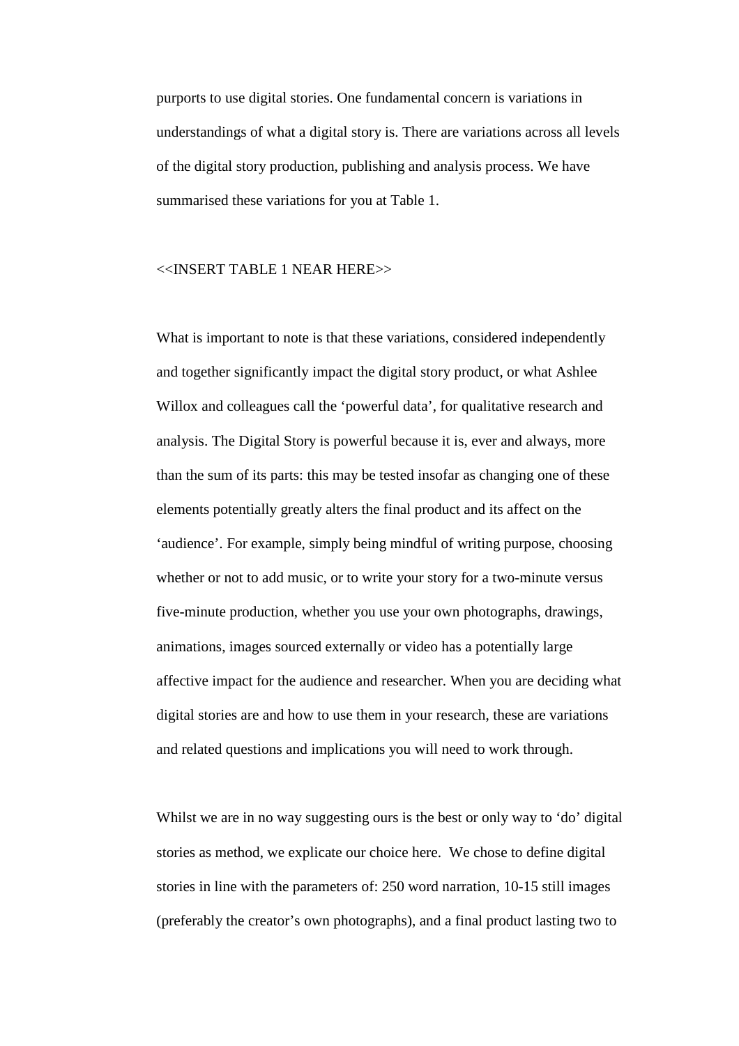purports to use digital stories. One fundamental concern is variations in understandings of what a digital story is. There are variations across all levels of the digital story production, publishing and analysis process. We have summarised these variations for you at Table 1.

<<INSERT TABLE 1 NEAR HERE>>

What is important to note is that these variations, considered independently and together significantly impact the digital story product, or what Ashlee Willox and colleagues call the 'powerful data', for qualitative research and analysis. The Digital Story is powerful because it is, ever and always, more than the sum of its parts: this may be tested insofar as changing one of these elements potentially greatly alters the final product and its affect on the 'audience'. For example, simply being mindful of writing purpose, choosing whether or not to add music, or to write your story for a two-minute versus five-minute production, whether you use your own photographs, drawings, animations, images sourced externally or video has a potentially large affective impact for the audience and researcher. When you are deciding what digital stories are and how to use them in your research, these are variations and related questions and implications you will need to work through.

Whilst we are in no way suggesting ours is the best or only way to 'do' digital stories as method, we explicate our choice here. We chose to define digital stories in line with the parameters of: 250 word narration, 10-15 still images (preferably the creator's own photographs), and a final product lasting two to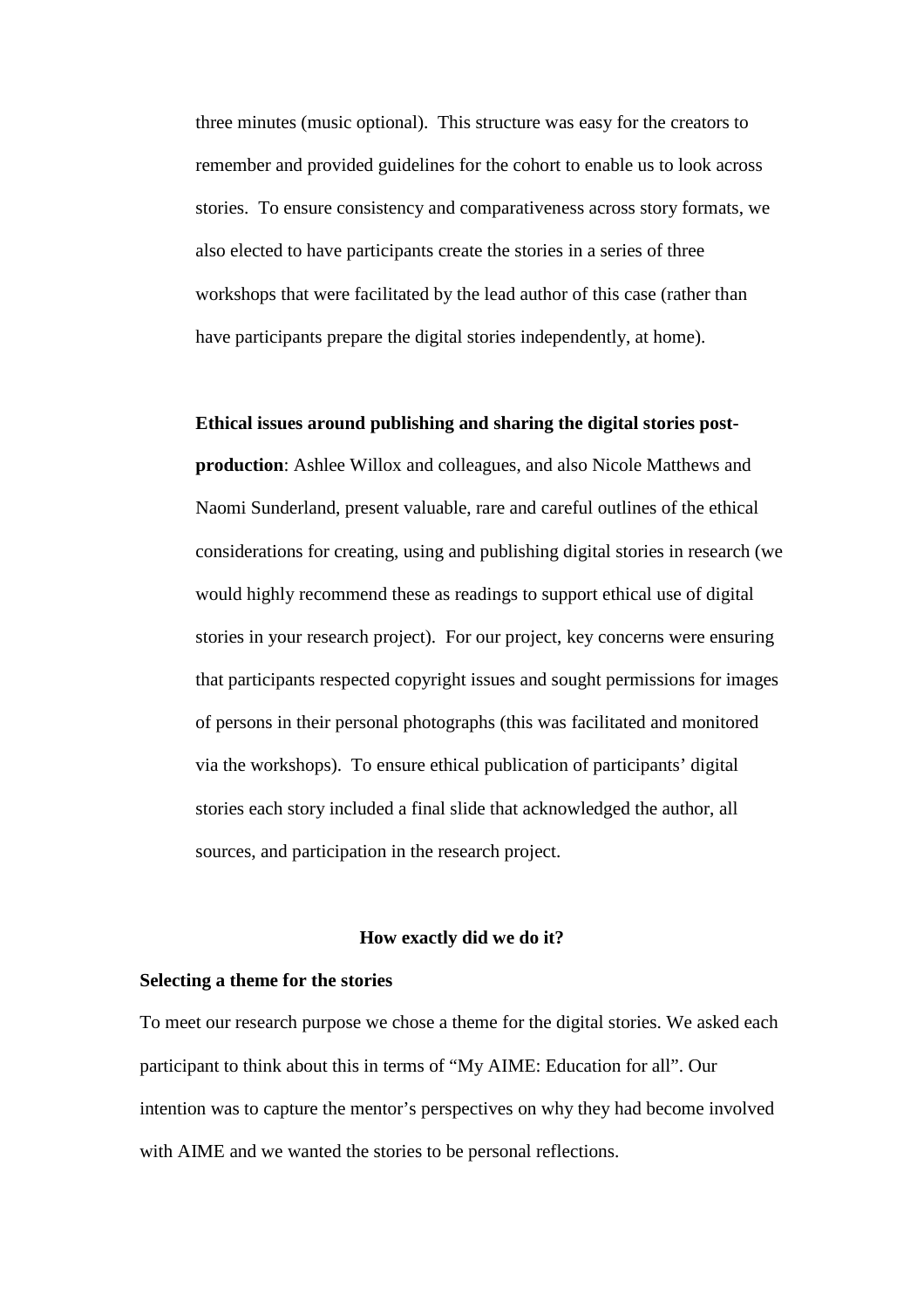three minutes (music optional). This structure was easy for the creators to remember and provided guidelines for the cohort to enable us to look across stories. To ensure consistency and comparativeness across story formats, we also elected to have participants create the stories in a series of three workshops that were facilitated by the lead author of this case (rather than have participants prepare the digital stories independently, at home).

**Ethical issues around publishing and sharing the digital stories post-production**: Ashlee Willox and colleagues, and also Nicole Matthews and Naomi Sunderland, present valuable, rare and careful outlines of the ethical considerations for creating, using and publishing digital stories in research (we would highly recommend these as readings to support ethical use of digital stories in your research project). For our project, key concerns were ensuring that participants respected copyright issues and sought permissions for images of persons in their personal photographs (this was facilitated and monitored via the workshops). To ensure ethical publication of participants' digital stories each story included a final slide that acknowledged the author, all sources, and participation in the research project.

## How exactly did we do it?

### Selecting a theme for the stories

To meet our research purpose we chose a theme for the digital stories. We asked each participant to think about this in terms of "My AIME: Education for all". Our intention was to capture the mentor's perspectives on why they had become involved with AIME and we wanted the stories to be personal reflections.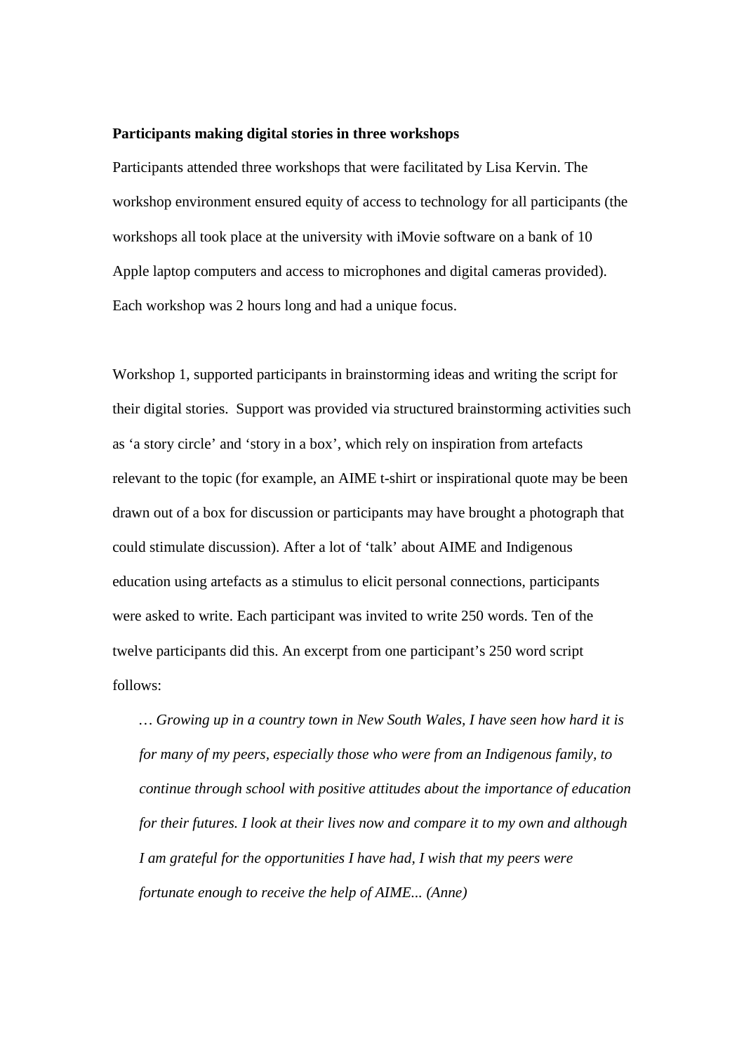**Participants making digital stories in three workshops**

Participants attended three workshops that were facilitated by Lisa Kervin. The workshop environment ensured equity of access to technology for all participants (the workshops all took place at the university with iMovie software on a bank of 10 Apple laptop computers and access to microphones and digital cameras provided). Each workshop was 2 hours long and had a unique focus.

Workshop 1, supported participants in brainstorming ideas and writing the script for their digital stories. Support was provided via structured brainstorming activities such as 'a story circle' and 'story in a box', which rely on inspiration from artefacts relevant to the topic (for example, an AIME t-shirt or inspirational quote may be been drawn out of a box for discussion or participants may have brought a photograph that could stimulate discussion). After a lot of 'talk' about AIME and Indigenous education using artefacts as a stimulus to elicit personal connections, participants were asked to write. Each participant was invited to write 250 words. Ten of the twelve participants did this. An excerpt from one participant's 250 word script follows:

> *… Growing up in a country town in New South Wales, I have seen how hard it is for many of my peers, especially those who were from an Indigenous family, to continue through school with positive attitudes about the importance of education for their futures. I look at their lives now and compare it to my own and although I am grateful for the opportunities I have had, I wish that my peers were fortunate enough to receive the help of AIME... (Anne)*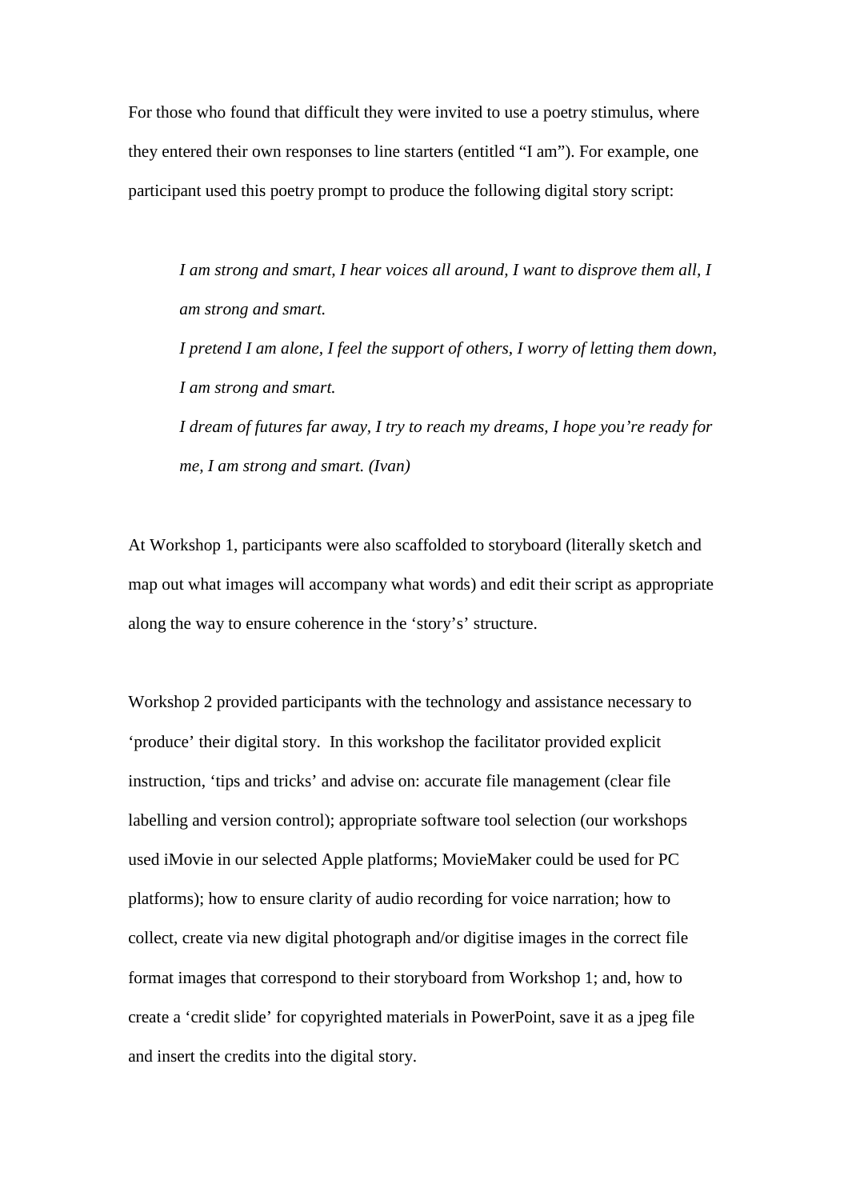For those who found that difficult they were invited to use a poetry stimulus, where they entered their own responses to line starters (entitled "I am"). For example, one participant used this poetry prompt to produce the following digital story script:

> *I am strong and smart, I hear voices all around, I want to disprove them all, I am strong and smart.*
>
> *I pretend I am alone, I feel the support of others, I worry of letting them down, I am strong and smart.*
>
> *I dream of futures far away, I try to reach my dreams, I hope you're ready for me, I am strong and smart. (Ivan)*

At Workshop 1, participants were also scaffolded to storyboard (literally sketch and map out what images will accompany what words) and edit their script as appropriate along the way to ensure coherence in the 'story's' structure.

Workshop 2 provided participants with the technology and assistance necessary to 'produce' their digital story. In this workshop the facilitator provided explicit instruction, 'tips and tricks' and advise on: accurate file management (clear file labelling and version control); appropriate software tool selection (our workshops used iMovie in our selected Apple platforms; MovieMaker could be used for PC platforms); how to ensure clarity of audio recording for voice narration; how to collect, create via new digital photograph and/or digitise images in the correct file format images that correspond to their storyboard from Workshop 1; and, how to create a 'credit slide' for copyrighted materials in PowerPoint, save it as a jpeg file and insert the credits into the digital story.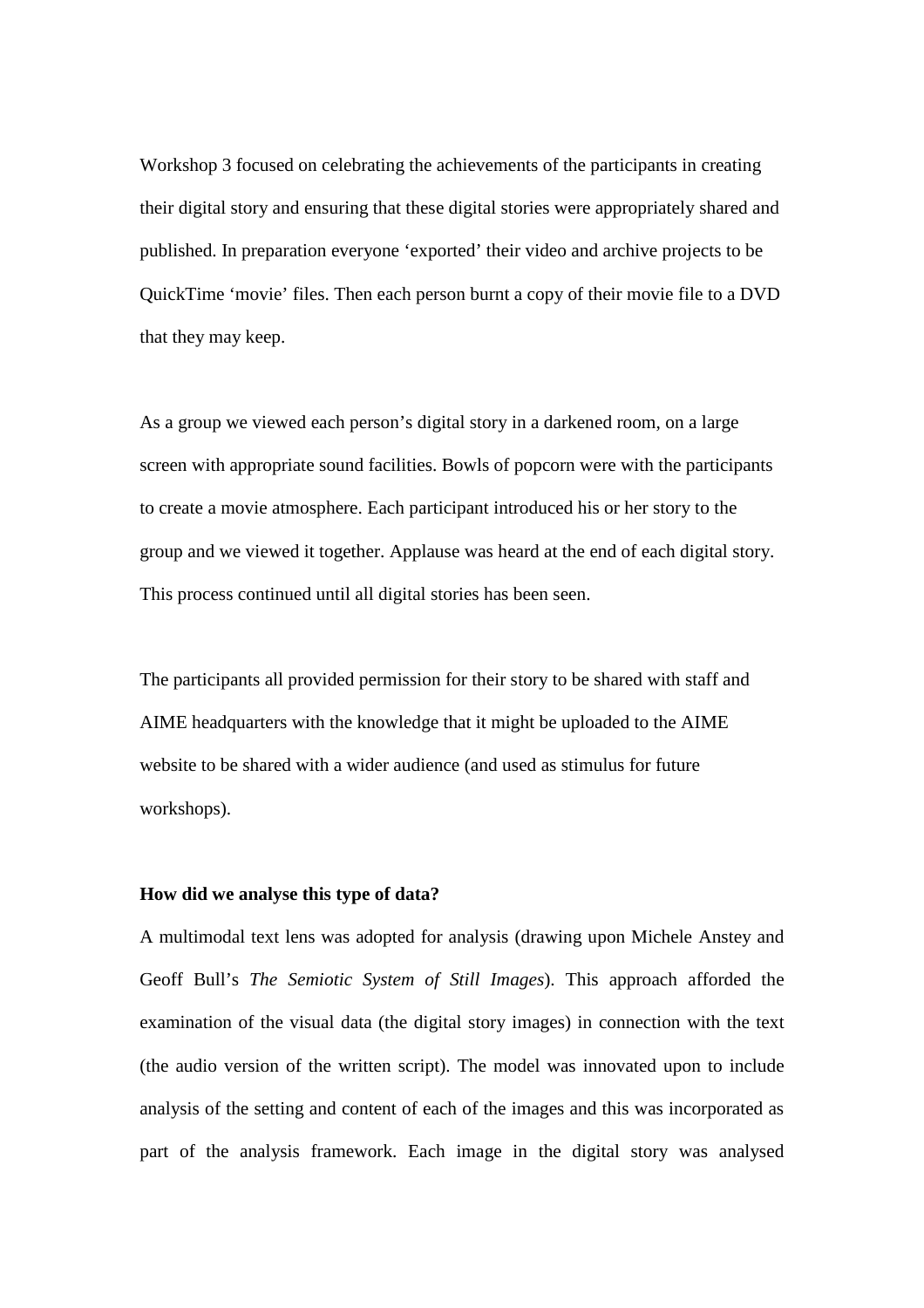Workshop 3 focused on celebrating the achievements of the participants in creating their digital story and ensuring that these digital stories were appropriately shared and published. In preparation everyone 'exported' their video and archive projects to be QuickTime 'movie' files. Then each person burnt a copy of their movie file to a DVD that they may keep.

As a group we viewed each person's digital story in a darkened room, on a large screen with appropriate sound facilities. Bowls of popcorn were with the participants to create a movie atmosphere. Each participant introduced his or her story to the group and we viewed it together. Applause was heard at the end of each digital story. This process continued until all digital stories has been seen.

The participants all provided permission for their story to be shared with staff and AIME headquarters with the knowledge that it might be uploaded to the AIME website to be shared with a wider audience (and used as stimulus for future workshops).

**How did we analyse this type of data?**

A multimodal text lens was adopted for analysis (drawing upon Michele Anstey and Geoff Bull's *The Semiotic System of Still Images*). This approach afforded the examination of the visual data (the digital story images) in connection with the text (the audio version of the written script). The model was innovated upon to include analysis of the setting and content of each of the images and this was incorporated as part of the analysis framework. Each image in the digital story was analysed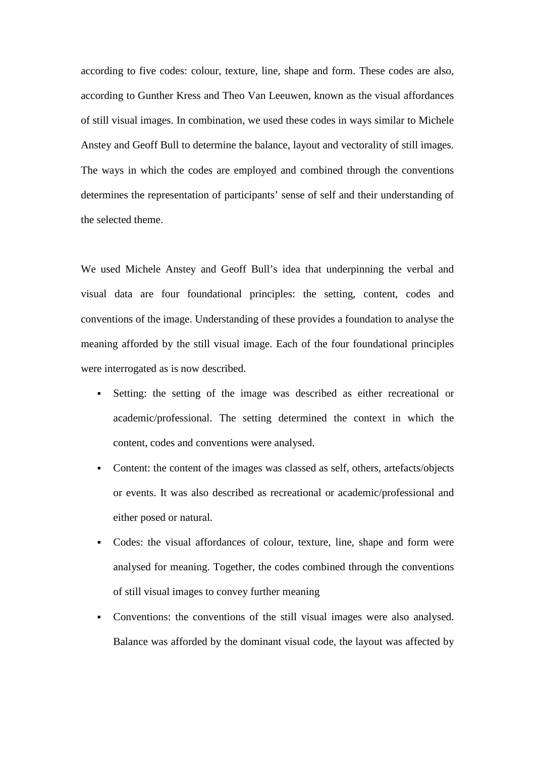according to five codes: colour, texture, line, shape and form. These codes are also, according to Gunther Kress and Theo Van Leeuwen, known as the visual affordances of still visual images. In combination, we used these codes in ways similar to Michele Anstey and Geoff Bull to determine the balance, layout and vectorality of still images. The ways in which the codes are employed and combined through the conventions determines the representation of participants' sense of self and their understanding of the selected theme.

We used Michele Anstey and Geoff Bull's idea that underpinning the verbal and visual data are four foundational principles: the setting, content, codes and conventions of the image. Understanding of these provides a foundation to analyse the meaning afforded by the still visual image. Each of the four foundational principles were interrogated as is now described.

- Setting: the setting of the image was described as either recreational or academic/professional. The setting determined the context in which the content, codes and conventions were analysed.
- Content: the content of the images was classed as self, others, artefacts/objects or events. It was also described as recreational or academic/professional and either posed or natural.
- Codes: the visual affordances of colour, texture, line, shape and form were analysed for meaning. Together, the codes combined through the conventions of still visual images to convey further meaning
- Conventions: the conventions of the still visual images were also analysed. Balance was afforded by the dominant visual code, the layout was affected by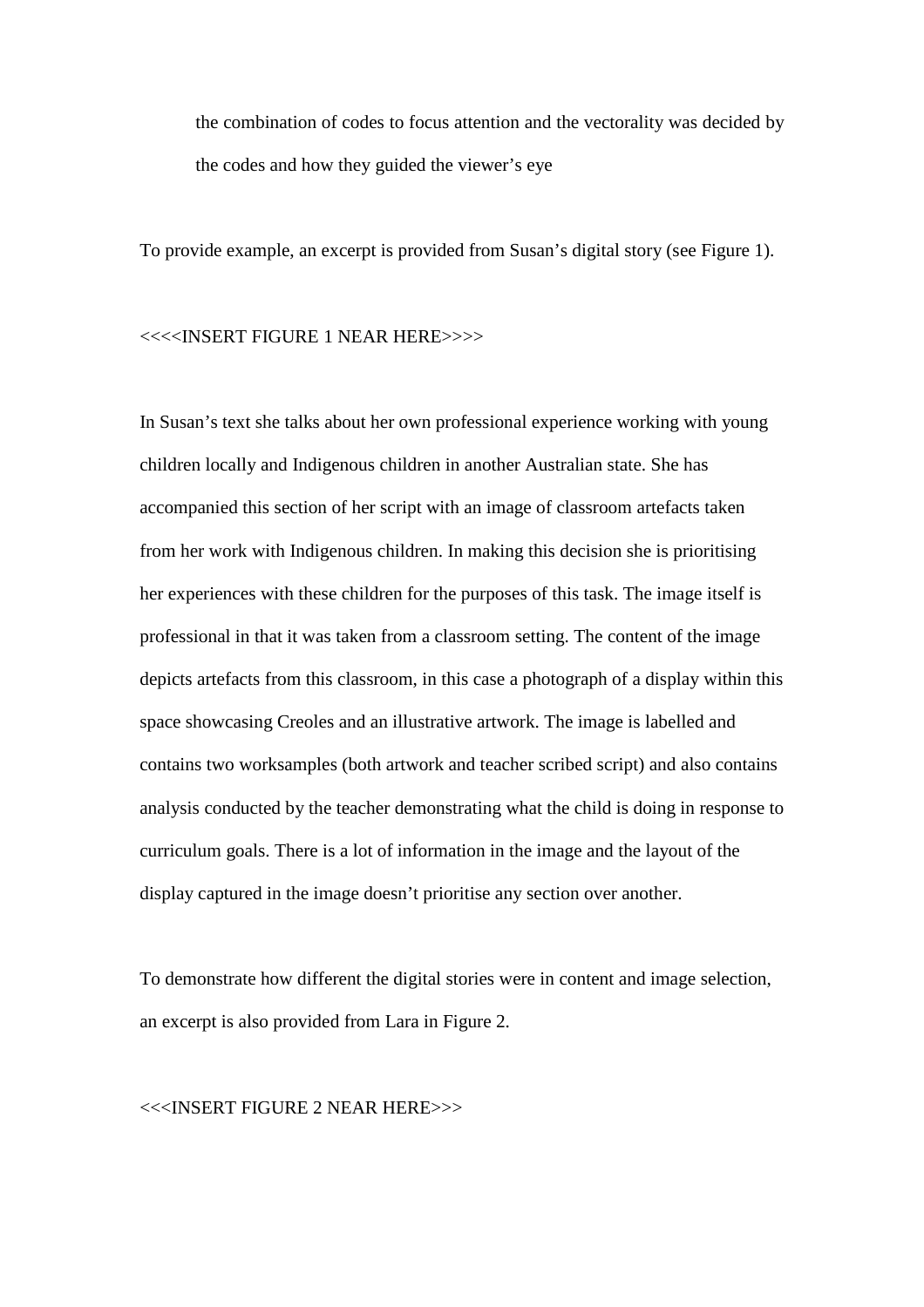the combination of codes to focus attention and the vectorality was decided by the codes and how they guided the viewer's eye

To provide example, an excerpt is provided from Susan's digital story (see Figure 1).

<<<<INSERT FIGURE 1 NEAR HERE>>>>

In Susan's text she talks about her own professional experience working with young children locally and Indigenous children in another Australian state. She has accompanied this section of her script with an image of classroom artefacts taken from her work with Indigenous children. In making this decision she is prioritising her experiences with these children for the purposes of this task. The image itself is professional in that it was taken from a classroom setting. The content of the image depicts artefacts from this classroom, in this case a photograph of a display within this space showcasing Creoles and an illustrative artwork. The image is labelled and contains two worksamples (both artwork and teacher scribed script) and also contains analysis conducted by the teacher demonstrating what the child is doing in response to curriculum goals. There is a lot of information in the image and the layout of the display captured in the image doesn't prioritise any section over another.

To demonstrate how different the digital stories were in content and image selection, an excerpt is also provided from Lara in Figure 2.

<<<INSERT FIGURE 2 NEAR HERE>>>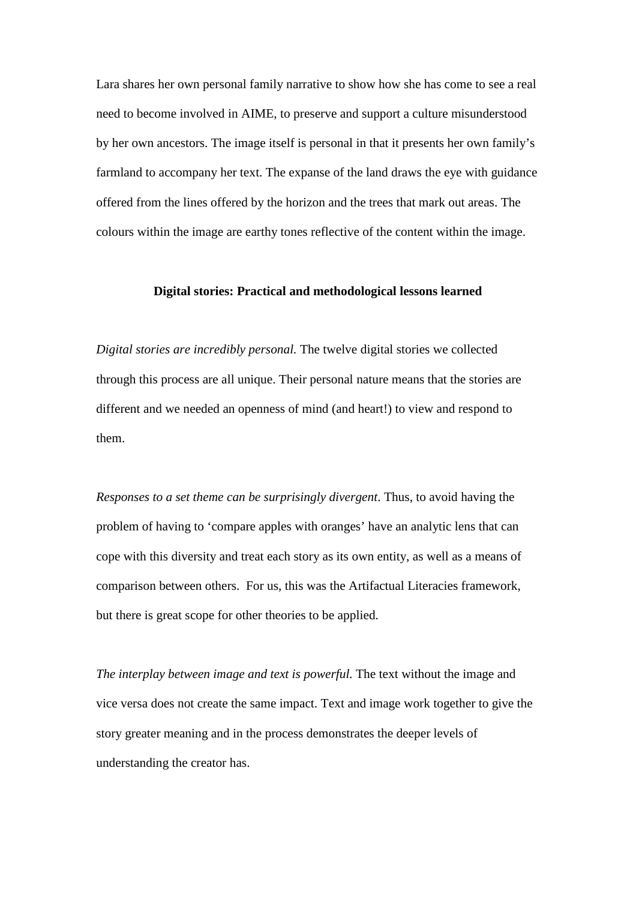Lara shares her own personal family narrative to show how she has come to see a real need to become involved in AIME, to preserve and support a culture misunderstood by her own ancestors. The image itself is personal in that it presents her own family's farmland to accompany her text. The expanse of the land draws the eye with guidance offered from the lines offered by the horizon and the trees that mark out areas. The colours within the image are earthy tones reflective of the content within the image.

**Digital stories: Practical and methodological lessons learned**

*Digital stories are incredibly personal.* The twelve digital stories we collected through this process are all unique. Their personal nature means that the stories are different and we needed an openness of mind (and heart!) to view and respond to them.

*Responses to a set theme can be surprisingly divergent*. Thus, to avoid having the problem of having to 'compare apples with oranges' have an analytic lens that can cope with this diversity and treat each story as its own entity, as well as a means of comparison between others. For us, this was the Artifactual Literacies framework, but there is great scope for other theories to be applied.

*The interplay between image and text is powerful.* The text without the image and vice versa does not create the same impact. Text and image work together to give the story greater meaning and in the process demonstrates the deeper levels of understanding the creator has.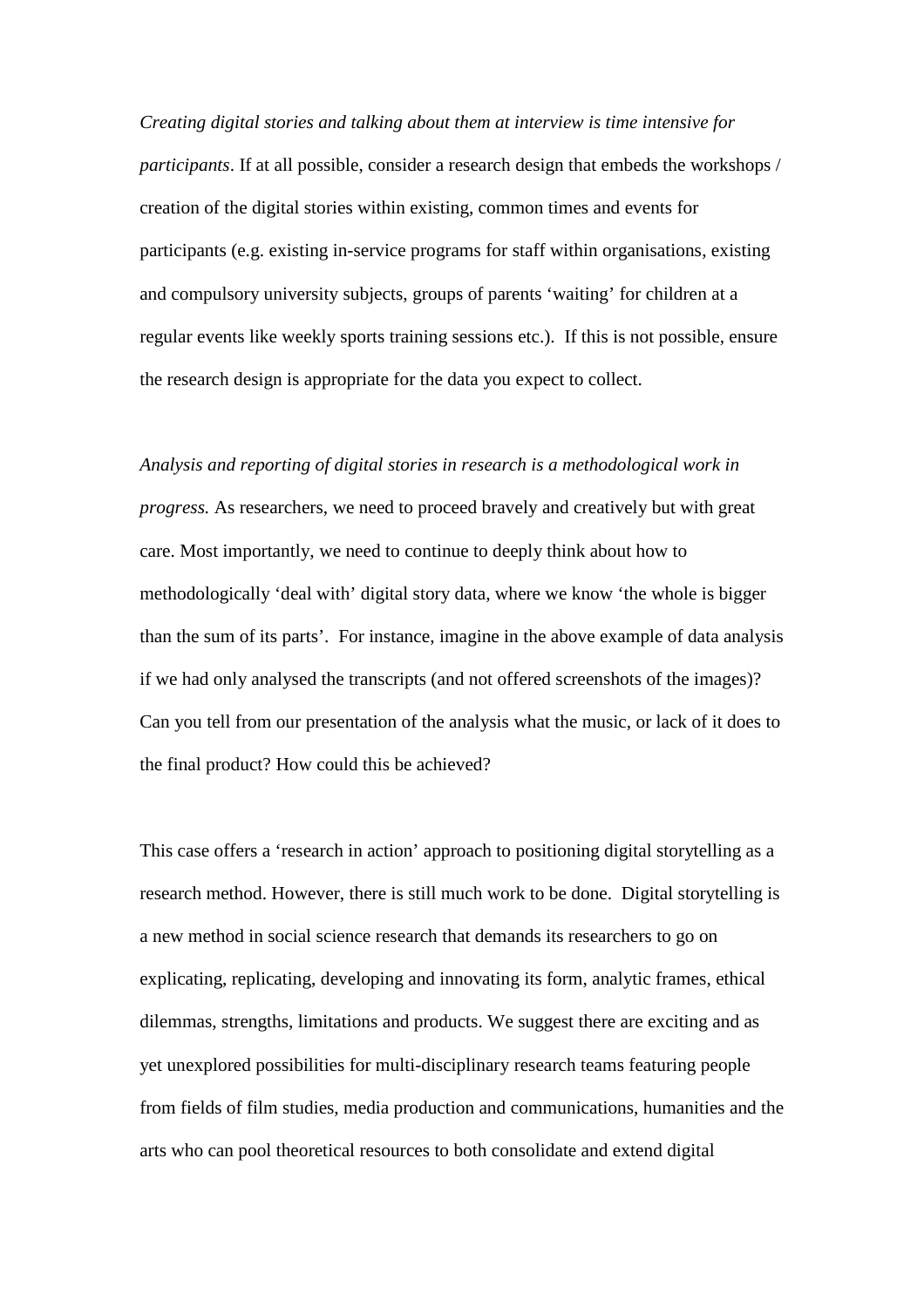*Creating digital stories and talking about them at interview is time intensive for participants*. If at all possible, consider a research design that embeds the workshops / creation of the digital stories within existing, common times and events for participants (e.g. existing in-service programs for staff within organisations, existing and compulsory university subjects, groups of parents 'waiting' for children at a regular events like weekly sports training sessions etc.). If this is not possible, ensure the research design is appropriate for the data you expect to collect.

*Analysis and reporting of digital stories in research is a methodological work in progress.* As researchers, we need to proceed bravely and creatively but with great care. Most importantly, we need to continue to deeply think about how to methodologically 'deal with' digital story data, where we know 'the whole is bigger than the sum of its parts'. For instance, imagine in the above example of data analysis if we had only analysed the transcripts (and not offered screenshots of the images)? Can you tell from our presentation of the analysis what the music, or lack of it does to the final product? How could this be achieved?

This case offers a 'research in action' approach to positioning digital storytelling as a research method. However, there is still much work to be done. Digital storytelling is a new method in social science research that demands its researchers to go on explicating, replicating, developing and innovating its form, analytic frames, ethical dilemmas, strengths, limitations and products. We suggest there are exciting and as yet unexplored possibilities for multi-disciplinary research teams featuring people from fields of film studies, media production and communications, humanities and the arts who can pool theoretical resources to both consolidate and extend digital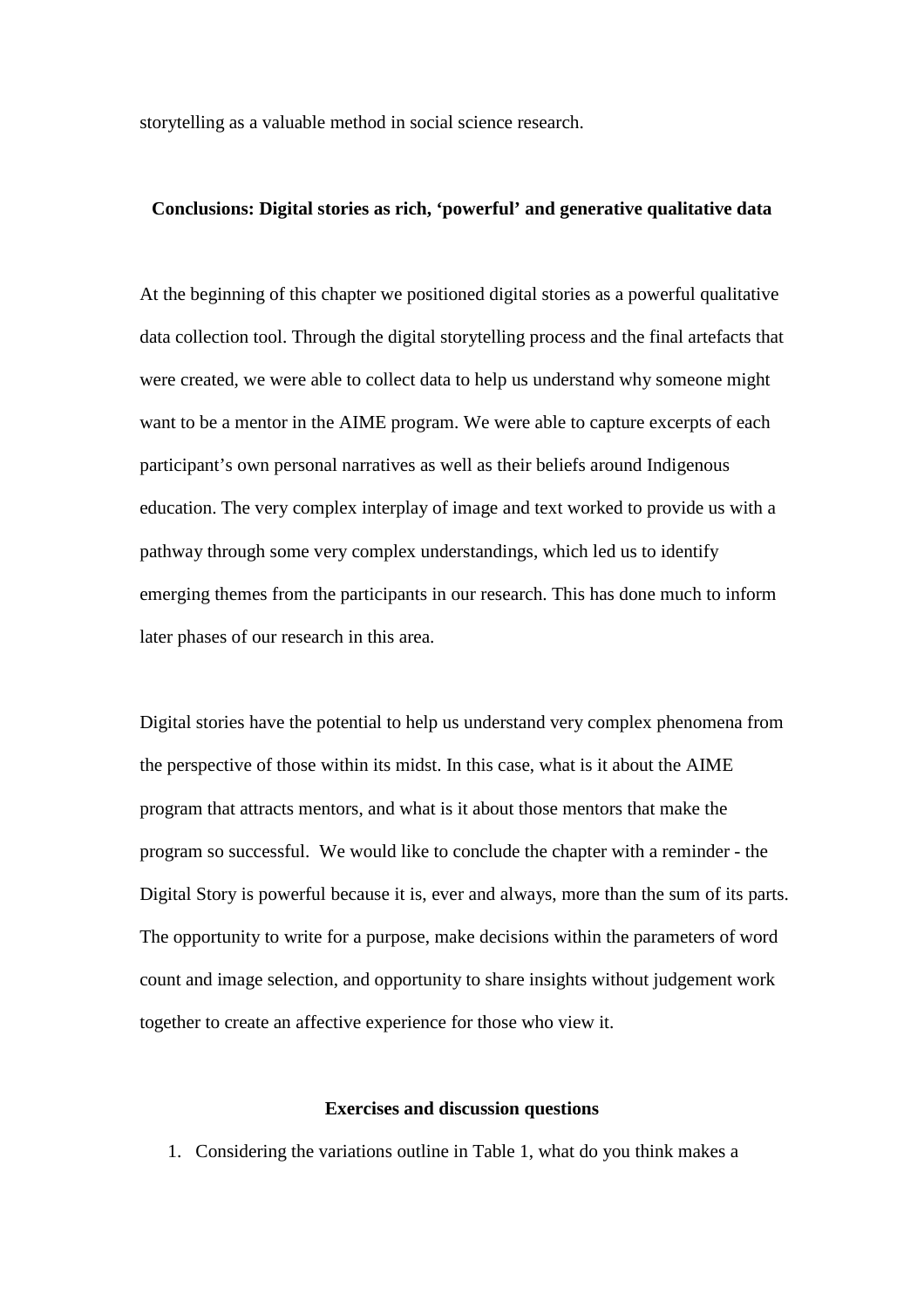storytelling as a valuable method in social science research.

## Conclusions: Digital stories as rich, 'powerful' and generative qualitative data

At the beginning of this chapter we positioned digital stories as a powerful qualitative data collection tool. Through the digital storytelling process and the final artefacts that were created, we were able to collect data to help us understand why someone might want to be a mentor in the AIME program. We were able to capture excerpts of each participant's own personal narratives as well as their beliefs around Indigenous education. The very complex interplay of image and text worked to provide us with a pathway through some very complex understandings, which led us to identify emerging themes from the participants in our research. This has done much to inform later phases of our research in this area.

Digital stories have the potential to help us understand very complex phenomena from the perspective of those within its midst. In this case, what is it about the AIME program that attracts mentors, and what is it about those mentors that make the program so successful. We would like to conclude the chapter with a reminder - the Digital Story is powerful because it is, ever and always, more than the sum of its parts. The opportunity to write for a purpose, make decisions within the parameters of word count and image selection, and opportunity to share insights without judgement work together to create an affective experience for those who view it.

## Exercises and discussion questions

1. Considering the variations outline in Table 1, what do you think makes a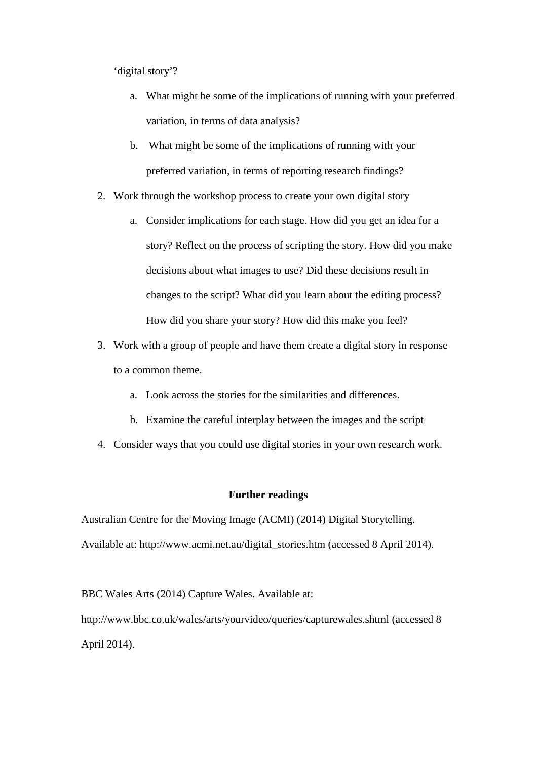‘digital story’?

   a. What might be some of the implications of running with your preferred variation, in terms of data analysis?

   b. What might be some of the implications of running with your preferred variation, in terms of reporting research findings?

2. Work through the workshop process to create your own digital story

   a. Consider implications for each stage. How did you get an idea for a story? Reflect on the process of scripting the story. How did you make decisions about what images to use? Did these decisions result in changes to the script? What did you learn about the editing process? How did you share your story? How did this make you feel?

3. Work with a group of people and have them create a digital story in response to a common theme.

   a. Look across the stories for the similarities and differences.

   b. Examine the careful interplay between the images and the script

4. Consider ways that you could use digital stories in your own research work.

**Further readings**

Australian Centre for the Moving Image (ACMI) (2014) Digital Storytelling. Available at: http://www.acmi.net.au/digital_stories.htm (accessed 8 April 2014).

BBC Wales Arts (2014) Capture Wales. Available at: http://www.bbc.co.uk/wales/arts/yourvideo/queries/capturewales.shtml (accessed 8 April 2014).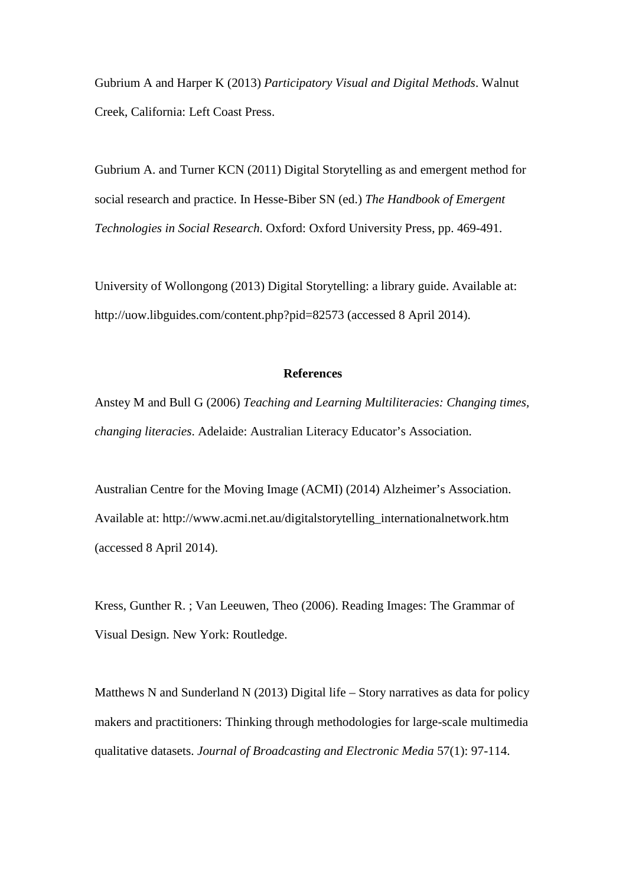Gubrium A and Harper K (2013) *Participatory Visual and Digital Methods*. Walnut Creek, California: Left Coast Press.

Gubrium A. and Turner KCN (2011) Digital Storytelling as and emergent method for social research and practice. In Hesse-Biber SN (ed.) *The Handbook of Emergent Technologies in Social Research*. Oxford: Oxford University Press, pp. 469-491.

University of Wollongong (2013) Digital Storytelling: a library guide. Available at: http://uow.libguides.com/content.php?pid=82573 (accessed 8 April 2014).

## References

Anstey M and Bull G (2006) *Teaching and Learning Multiliteracies: Changing times, changing literacies*. Adelaide: Australian Literacy Educator's Association.

Australian Centre for the Moving Image (ACMI) (2014) Alzheimer's Association. Available at: http://www.acmi.net.au/digitalstorytelling_internationalnetwork.htm (accessed 8 April 2014).

Kress, Gunther R. ; Van Leeuwen, Theo (2006). Reading Images: The Grammar of Visual Design. New York: Routledge.

Matthews N and Sunderland N (2013) Digital life – Story narratives as data for policy makers and practitioners: Thinking through methodologies for large-scale multimedia qualitative datasets. *Journal of Broadcasting and Electronic Media* 57(1): 97-114.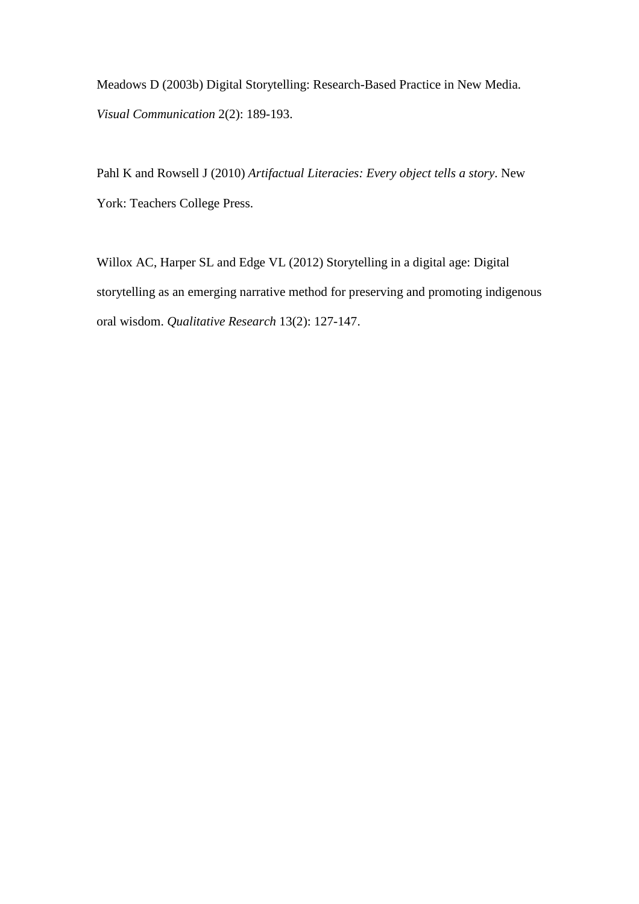Meadows D (2003b) Digital Storytelling: Research-Based Practice in New Media. *Visual Communication* 2(2): 189-193.

Pahl K and Rowsell J (2010) *Artifactual Literacies: Every object tells a story*. New York: Teachers College Press.

Willox AC, Harper SL and Edge VL (2012) Storytelling in a digital age: Digital storytelling as an emerging narrative method for preserving and promoting indigenous oral wisdom. *Qualitative Research* 13(2): 127-147.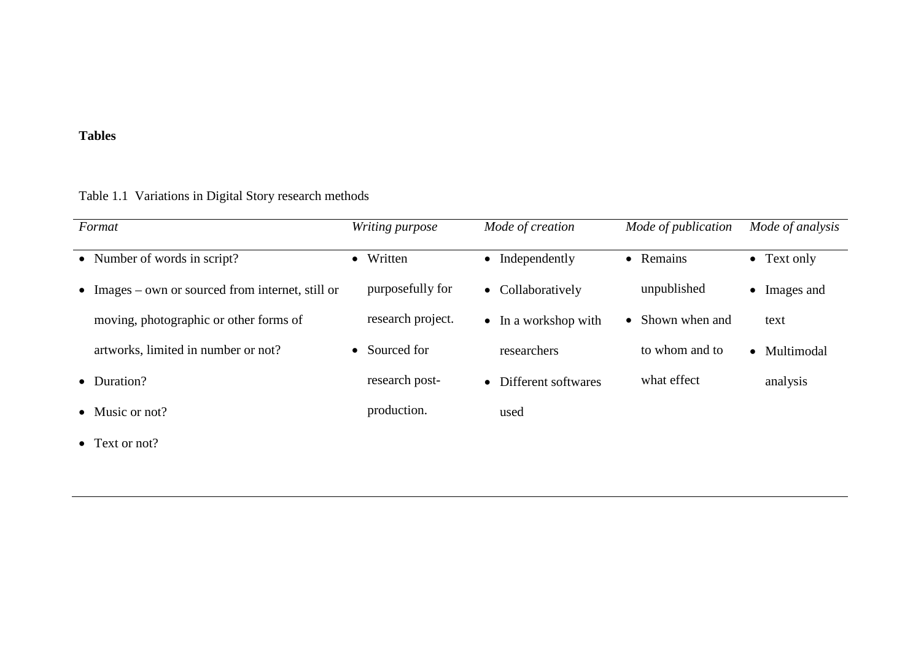**Tables**

Table 1.1 Variations in Digital Story research methods

| *Format* | *Writing purpose* | *Mode of creation* | *Mode of publication* | *Mode of analysis* |
|---|---|---|---|---|
| • Number of words in script?<br>• Images – own or sourced from internet, still or moving, photographic or other forms of artworks, limited in number or not?<br>• Duration?<br>• Music or not?<br>• Text or not? | • Written purposefully for research project.<br>• Sourced for research post-production. | • Independently<br>• Collaboratively<br>• In a workshop with researchers<br>• Different softwares used | • Remains unpublished<br>• Shown when and to whom and to what effect | • Text only<br>• Images and text<br>• Multimodal analysis |